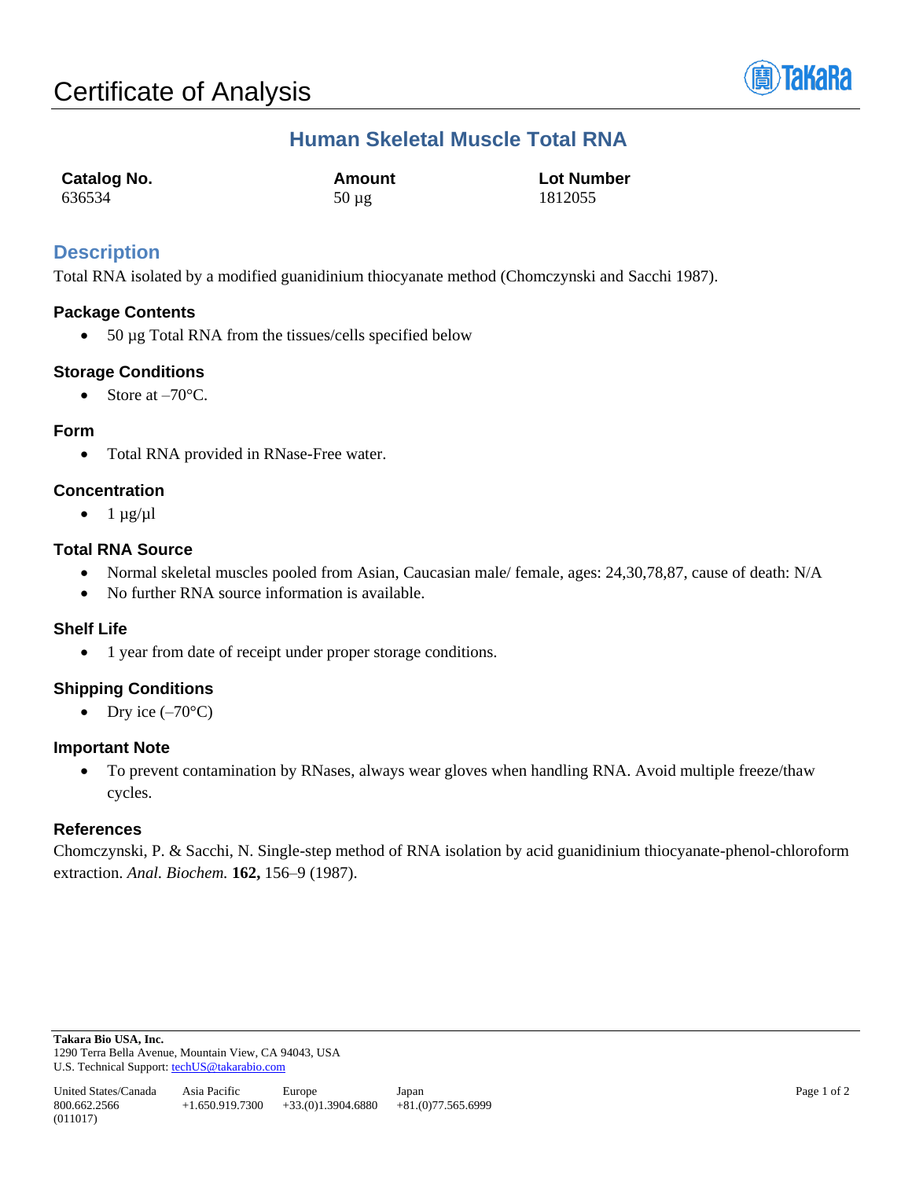# Certificate of Analysis

## Human Skeletal Muscle Total RNA

| Catalog No. | Amount | Lot Number |
| --- | --- | --- |
| 636534 | 50 µg | 1812055 |

## Description

Total RNA isolated by a modified guanidinium thiocyanate method (Chomczynski and Sacchi 1987).

### Package Contents

- 50 µg Total RNA from the tissues/cells specified below

### Storage Conditions

- Store at –70°C.

### Form

- Total RNA provided in RNase-Free water.

### Concentration

- 1 µg/µl

### Total RNA Source

- Normal skeletal muscles pooled from Asian, Caucasian male/ female, ages: 24,30,78,87, cause of death: N/A
- No further RNA source information is available.

### Shelf Life

- 1 year from date of receipt under proper storage conditions.

### Shipping Conditions

- Dry ice (–70°C)

### Important Note

- To prevent contamination by RNases, always wear gloves when handling RNA. Avoid multiple freeze/thaw cycles.

### References

Chomczynski, P. & Sacchi, N. Single-step method of RNA isolation by acid guanidinium thiocyanate-phenol-chloroform extraction. *Anal. Biochem.* **162,** 156–9 (1987).

**Takara Bio USA, Inc.**
1290 Terra Bella Avenue, Mountain View, CA 94043, USA
U.S. Technical Support: techUS@takarabio.com

| United States/Canada | Asia Pacific | Europe | Japan |
| --- | --- | --- | --- |
| 800.662.2566 | +1.650.919.7300 | +33.(0)1.3904.6880 | +81.(0)77.565.6999 |

(011017)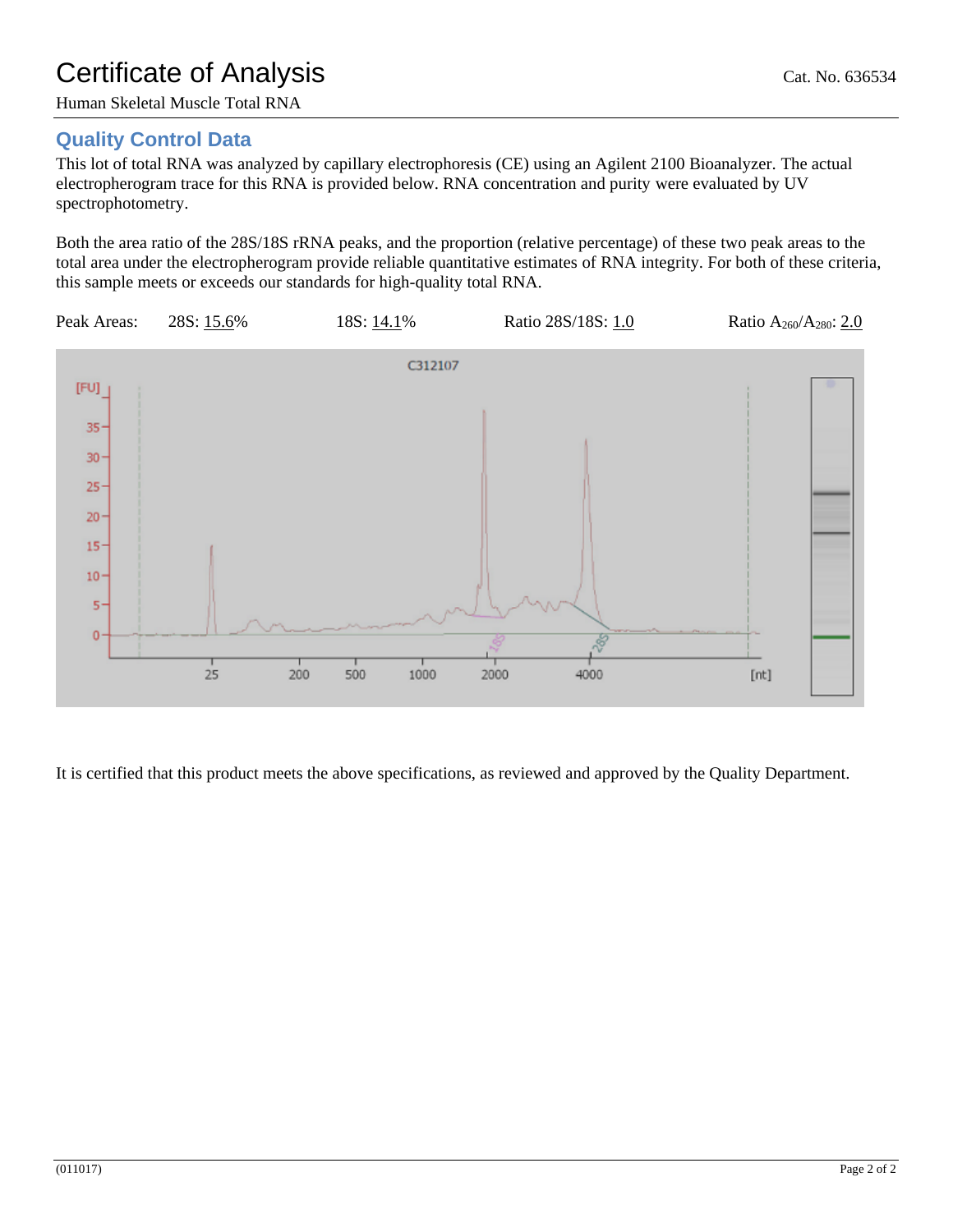# Certificate of Analysis

Cat. No. 636534

Human Skeletal Muscle Total RNA

## Quality Control Data

This lot of total RNA was analyzed by capillary electrophoresis (CE) using an Agilent 2100 Bioanalyzer. The actual electropherogram trace for this RNA is provided below. RNA concentration and purity were evaluated by UV spectrophotometry.

Both the area ratio of the 28S/18S rRNA peaks, and the proportion (relative percentage) of these two peak areas to the total area under the electropherogram provide reliable quantitative estimates of RNA integrity. For both of these criteria, this sample meets or exceeds our standards for high-quality total RNA.

Peak Areas: 28S: 15.6%    18S: 14.1%    Ratio 28S/18S: 1.0    Ratio $A_{260}/A_{280}$: 2.0

It is certified that this product meets the above specifications, as reviewed and approved by the Quality Department.

(011017)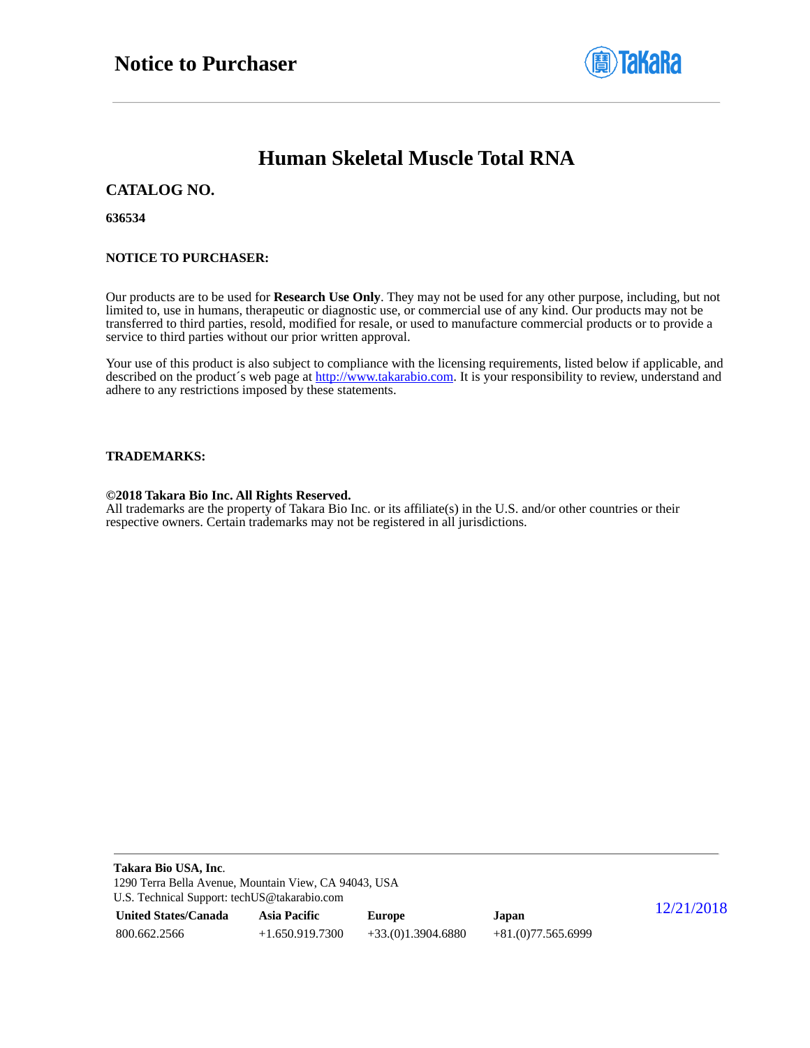# Notice to Purchaser

## Human Skeletal Muscle Total RNA

### CATALOG NO.

**636534**

**NOTICE TO PURCHASER:**

Our products are to be used for **Research Use Only**. They may not be used for any other purpose, including, but not limited to, use in humans, therapeutic or diagnostic use, or commercial use of any kind. Our products may not be transferred to third parties, resold, modified for resale, or used to manufacture commercial products or to provide a service to third parties without our prior written approval.

Your use of this product is also subject to compliance with the licensing requirements, listed below if applicable, and described on the product´s web page at http://www.takarabio.com. It is your responsibility to review, understand and adhere to any restrictions imposed by these statements.

**TRADEMARKS:**

**©2018 Takara Bio Inc. All Rights Reserved.**
All trademarks are the property of Takara Bio Inc. or its affiliate(s) in the U.S. and/or other countries or their respective owners. Certain trademarks may not be registered in all jurisdictions.

**Takara Bio USA, Inc**.
1290 Terra Bella Avenue, Mountain View, CA 94043, USA
U.S. Technical Support: techUS@takarabio.com

| United States/Canada | Asia Pacific | Europe | Japan |
| --- | --- | --- | --- |
| 800.662.2566 | +1.650.919.7300 | +33.(0)1.3904.6880 | +81.(0)77.565.6999 |

12/21/2018